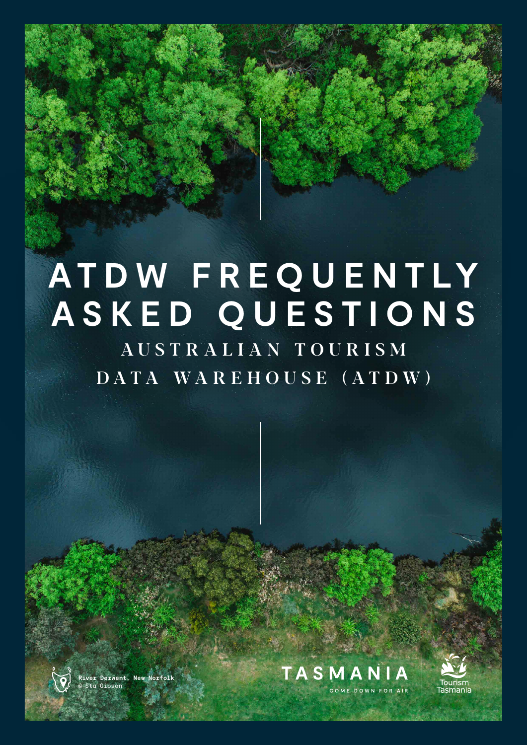# ATDW FREQUENTLY ASKED QUESTIONS

## AUSTRALIAN TOURISM DATA WAREHOUSE (ATDW)

River Derwent, New Norfolk
© Stu Gibson

TASMANIA
COME DOWN FOR AIR

Tourism Tasmania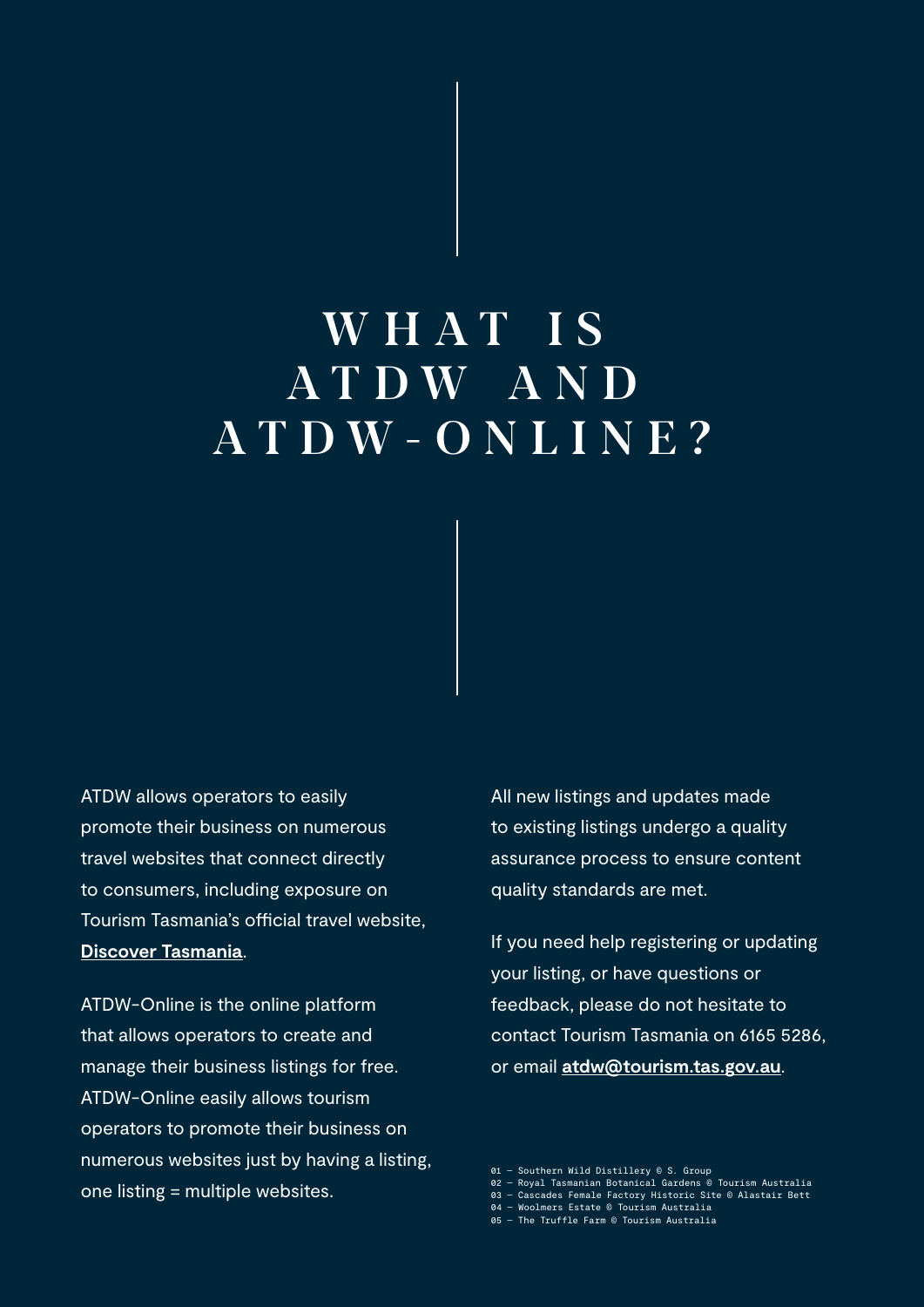# WHAT IS ATDW AND ATDW-ONLINE?

ATDW allows operators to easily promote their business on numerous travel websites that connect directly to consumers, including exposure on Tourism Tasmania's official travel website, **Discover Tasmania**.

ATDW-Online is the online platform that allows operators to create and manage their business listings for free. ATDW-Online easily allows tourism operators to promote their business on numerous websites just by having a listing, one listing = multiple websites.

All new listings and updates made to existing listings undergo a quality assurance process to ensure content quality standards are met.

If you need help registering or updating your listing, or have questions or feedback, please do not hesitate to contact Tourism Tasmania on 6165 5286, or email **atdw@tourism.tas.gov.au**.

01 – Southern Wild Distillery © S. Group
02 – Royal Tasmanian Botanical Gardens © Tourism Australia
03 – Cascades Female Factory Historic Site © Alastair Bett
04 – Woolmers Estate © Tourism Australia
05 – The Truffle Farm © Tourism Australia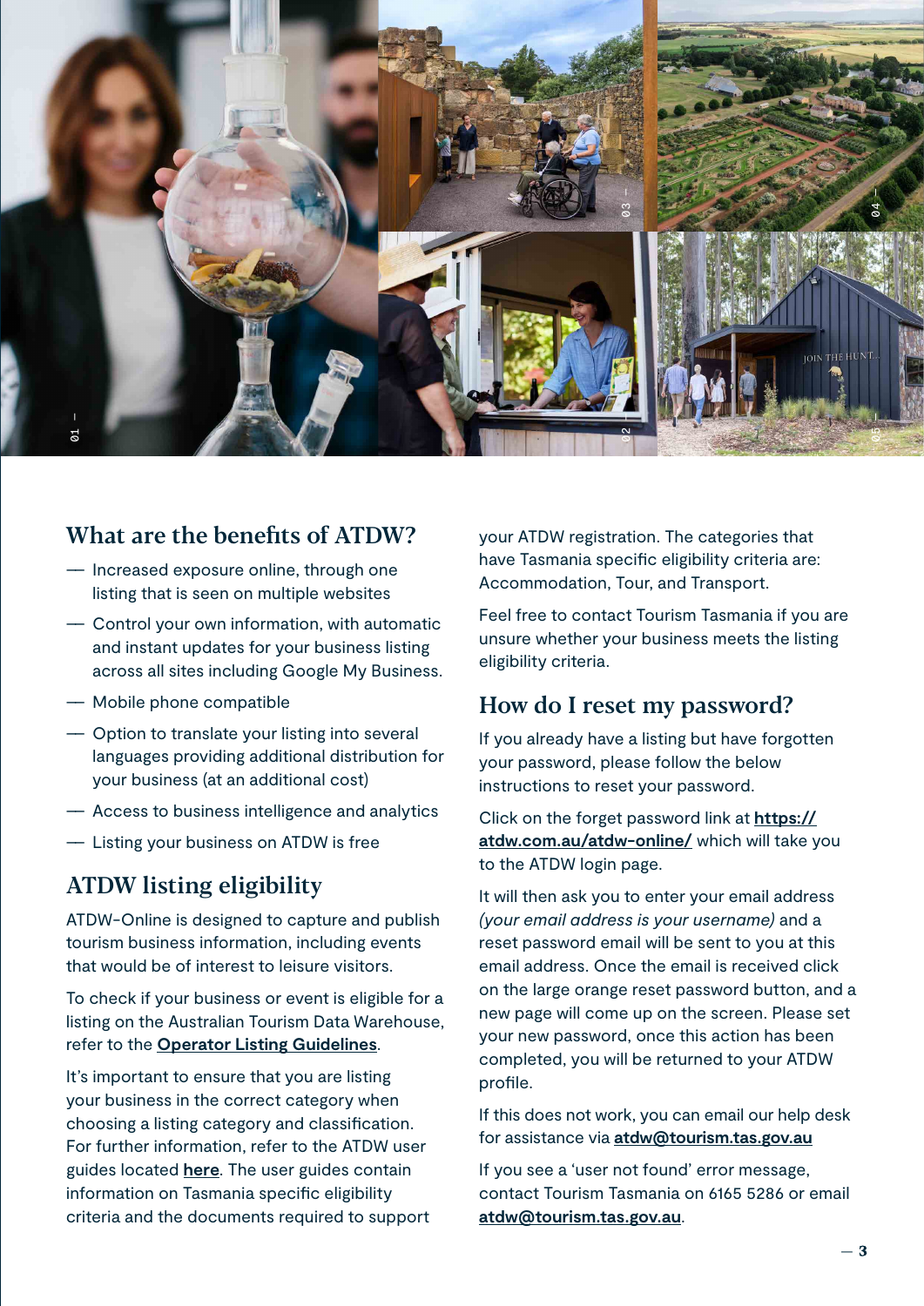## What are the benefits of ATDW?

- Increased exposure online, through one listing that is seen on multiple websites
- Control your own information, with automatic and instant updates for your business listing across all sites including Google My Business.
- Mobile phone compatible
- Option to translate your listing into several languages providing additional distribution for your business (at an additional cost)
- Access to business intelligence and analytics
- Listing your business on ATDW is free

## ATDW listing eligibility

ATDW-Online is designed to capture and publish tourism business information, including events that would be of interest to leisure visitors.

To check if your business or event is eligible for a listing on the Australian Tourism Data Warehouse, refer to the **Operator Listing Guidelines**.

It's important to ensure that you are listing your business in the correct category when choosing a listing category and classification. For further information, refer to the ATDW user guides located **here**. The user guides contain information on Tasmania specific eligibility criteria and the documents required to support your ATDW registration. The categories that have Tasmania specific eligibility criteria are: Accommodation, Tour, and Transport.

Feel free to contact Tourism Tasmania if you are unsure whether your business meets the listing eligibility criteria.

## How do I reset my password?

If you already have a listing but have forgotten your password, please follow the below instructions to reset your password.

Click on the forget password link at **https://atdw.com.au/atdw-online/** which will take you to the ATDW login page.

It will then ask you to enter your email address *(your email address is your username)* and a reset password email will be sent to you at this email address. Once the email is received click on the large orange reset password button, and a new page will come up on the screen. Please set your new password, once this action has been completed, you will be returned to your ATDW profile.

If this does not work, you can email our help desk for assistance via **atdw@tourism.tas.gov.au**

If you see a 'user not found' error message, contact Tourism Tasmania on 6165 5286 or email **atdw@tourism.tas.gov.au**.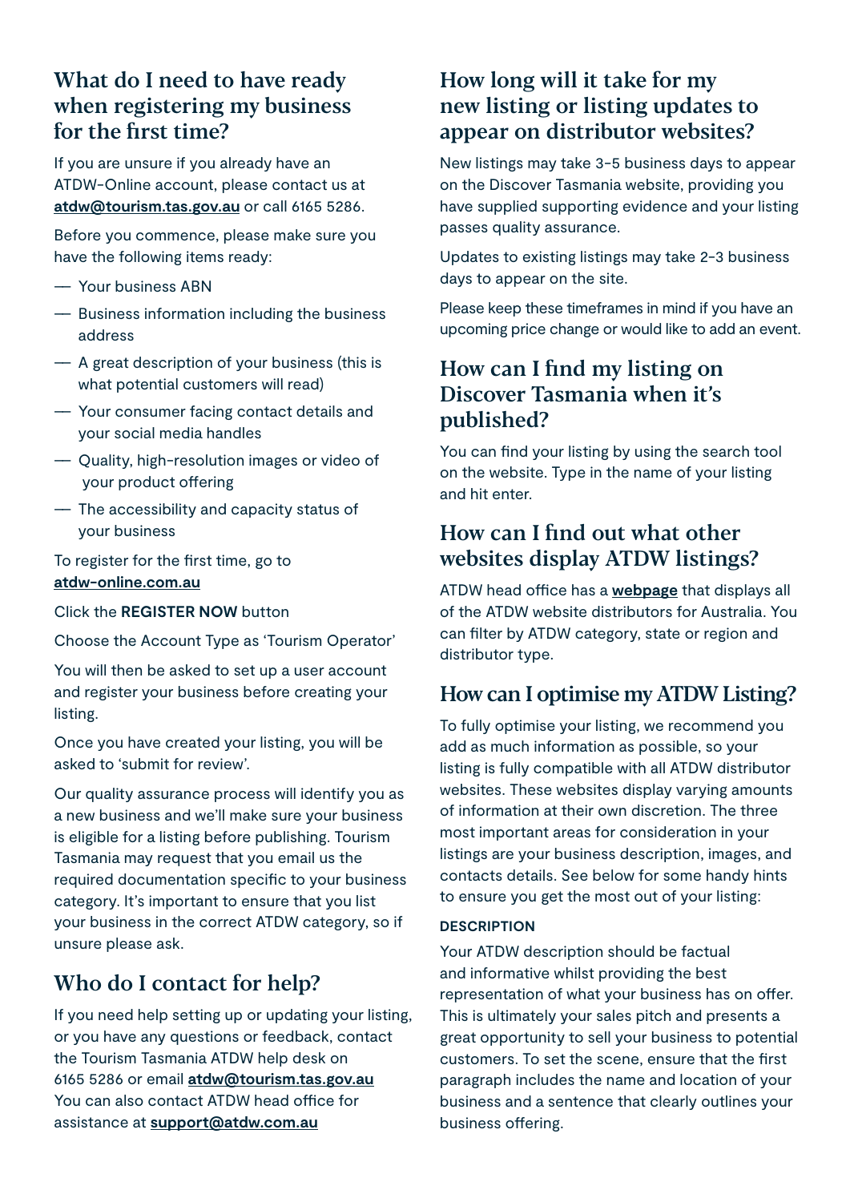## What do I need to have ready when registering my business for the first time?

If you are unsure if you already have an ATDW-Online account, please contact us at **atdw@tourism.tas.gov.au** or call 6165 5286.

Before you commence, please make sure you have the following items ready:

- Your business ABN
- Business information including the business address
- A great description of your business (this is what potential customers will read)
- Your consumer facing contact details and your social media handles
- Quality, high-resolution images or video of your product offering
- The accessibility and capacity status of your business

To register for the first time, go to **atdw-online.com.au**

Click the **REGISTER NOW** button

Choose the Account Type as 'Tourism Operator'

You will then be asked to set up a user account and register your business before creating your listing.

Once you have created your listing, you will be asked to 'submit for review'.

Our quality assurance process will identify you as a new business and we'll make sure your business is eligible for a listing before publishing. Tourism Tasmania may request that you email us the required documentation specific to your business category. It's important to ensure that you list your business in the correct ATDW category, so if unsure please ask.

## Who do I contact for help?

If you need help setting up or updating your listing, or you have any questions or feedback, contact the Tourism Tasmania ATDW help desk on 6165 5286 or email **atdw@tourism.tas.gov.au** You can also contact ATDW head office for assistance at **support@atdw.com.au**

## How long will it take for my new listing or listing updates to appear on distributor websites?

New listings may take 3-5 business days to appear on the Discover Tasmania website, providing you have supplied supporting evidence and your listing passes quality assurance.

Updates to existing listings may take 2-3 business days to appear on the site.

Please keep these timeframes in mind if you have an upcoming price change or would like to add an event.

## How can I find my listing on Discover Tasmania when it's published?

You can find your listing by using the search tool on the website. Type in the name of your listing and hit enter.

## How can I find out what other websites display ATDW listings?

ATDW head office has a **webpage** that displays all of the ATDW website distributors for Australia. You can filter by ATDW category, state or region and distributor type.

## How can I optimise my ATDW Listing?

To fully optimise your listing, we recommend you add as much information as possible, so your listing is fully compatible with all ATDW distributor websites. These websites display varying amounts of information at their own discretion. The three most important areas for consideration in your listings are your business description, images, and contacts details. See below for some handy hints to ensure you get the most out of your listing:

### DESCRIPTION

Your ATDW description should be factual and informative whilst providing the best representation of what your business has on offer. This is ultimately your sales pitch and presents a great opportunity to sell your business to potential customers. To set the scene, ensure that the first paragraph includes the name and location of your business and a sentence that clearly outlines your business offering.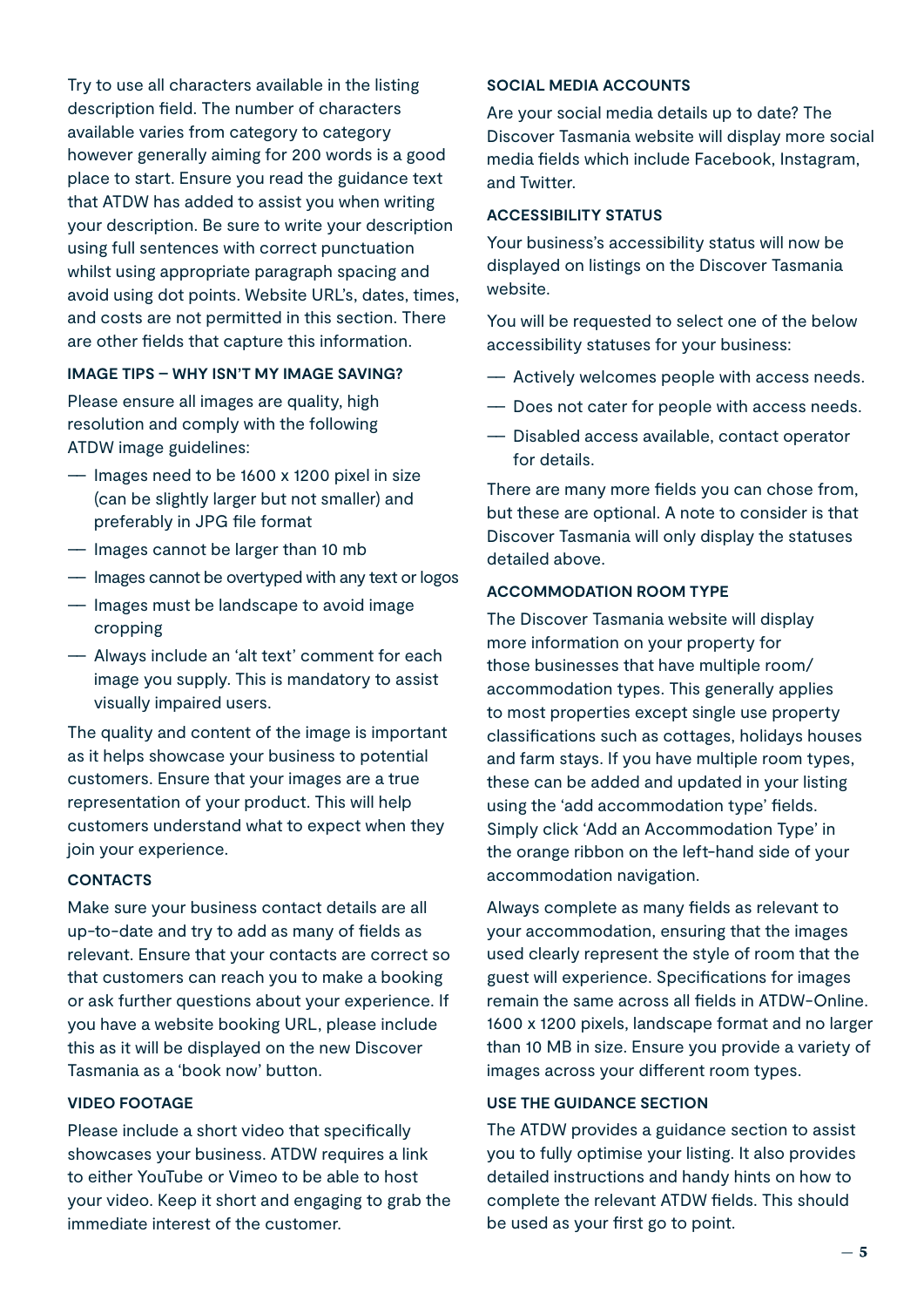Try to use all characters available in the listing description field. The number of characters available varies from category to category however generally aiming for 200 words is a good place to start. Ensure you read the guidance text that ATDW has added to assist you when writing your description. Be sure to write your description using full sentences with correct punctuation whilst using appropriate paragraph spacing and avoid using dot points. Website URL's, dates, times, and costs are not permitted in this section. There are other fields that capture this information.

#### IMAGE TIPS – WHY ISN'T MY IMAGE SAVING?

Please ensure all images are quality, high resolution and comply with the following ATDW image guidelines:

- Images need to be 1600 x 1200 pixel in size (can be slightly larger but not smaller) and preferably in JPG file format
- Images cannot be larger than 10 mb
- Images cannot be overtyped with any text or logos
- Images must be landscape to avoid image cropping
- Always include an 'alt text' comment for each image you supply. This is mandatory to assist visually impaired users.

The quality and content of the image is important as it helps showcase your business to potential customers. Ensure that your images are a true representation of your product. This will help customers understand what to expect when they join your experience.

#### CONTACTS

Make sure your business contact details are all up-to-date and try to add as many of fields as relevant. Ensure that your contacts are correct so that customers can reach you to make a booking or ask further questions about your experience. If you have a website booking URL, please include this as it will be displayed on the new Discover Tasmania as a 'book now' button.

#### VIDEO FOOTAGE

Please include a short video that specifically showcases your business. ATDW requires a link to either YouTube or Vimeo to be able to host your video. Keep it short and engaging to grab the immediate interest of the customer.

#### SOCIAL MEDIA ACCOUNTS

Are your social media details up to date? The Discover Tasmania website will display more social media fields which include Facebook, Instagram, and Twitter.

#### ACCESSIBILITY STATUS

Your business's accessibility status will now be displayed on listings on the Discover Tasmania website.

You will be requested to select one of the below accessibility statuses for your business:

- Actively welcomes people with access needs.
- Does not cater for people with access needs.
- Disabled access available, contact operator for details.

There are many more fields you can chose from, but these are optional. A note to consider is that Discover Tasmania will only display the statuses detailed above.

#### ACCOMMODATION ROOM TYPE

The Discover Tasmania website will display more information on your property for those businesses that have multiple room/ accommodation types. This generally applies to most properties except single use property classifications such as cottages, holidays houses and farm stays. If you have multiple room types, these can be added and updated in your listing using the 'add accommodation type' fields. Simply click 'Add an Accommodation Type' in the orange ribbon on the left-hand side of your accommodation navigation.

Always complete as many fields as relevant to your accommodation, ensuring that the images used clearly represent the style of room that the guest will experience. Specifications for images remain the same across all fields in ATDW-Online. 1600 x 1200 pixels, landscape format and no larger than 10 MB in size. Ensure you provide a variety of images across your different room types.

#### USE THE GUIDANCE SECTION

The ATDW provides a guidance section to assist you to fully optimise your listing. It also provides detailed instructions and handy hints on how to complete the relevant ATDW fields. This should be used as your first go to point.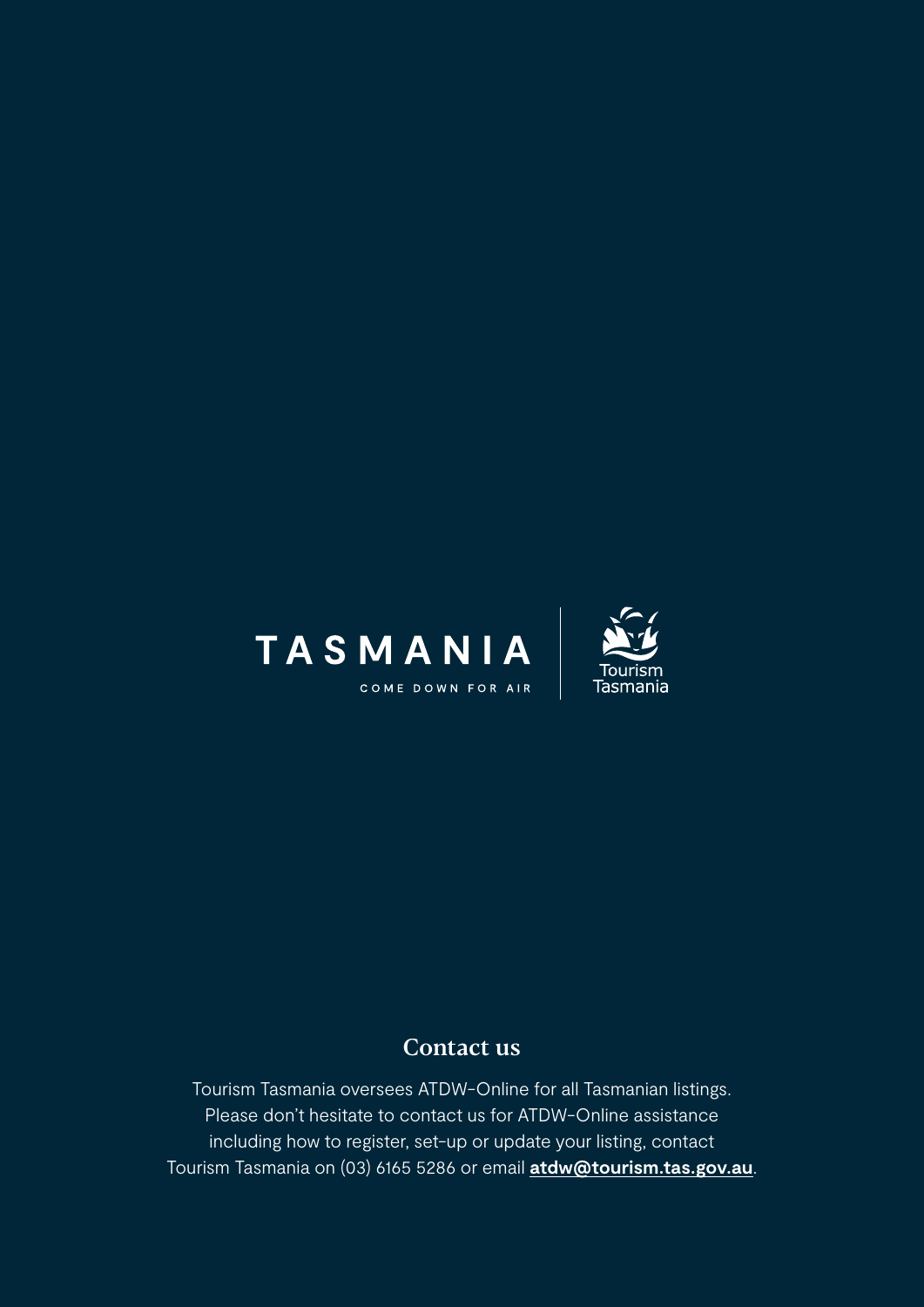TASMANIA

COME DOWN FOR AIR

Tourism Tasmania

## Contact us

Tourism Tasmania oversees ATDW-Online for all Tasmanian listings. Please don't hesitate to contact us for ATDW-Online assistance including how to register, set-up or update your listing, contact Tourism Tasmania on (03) 6165 5286 or email **atdw@tourism.tas.gov.au**.